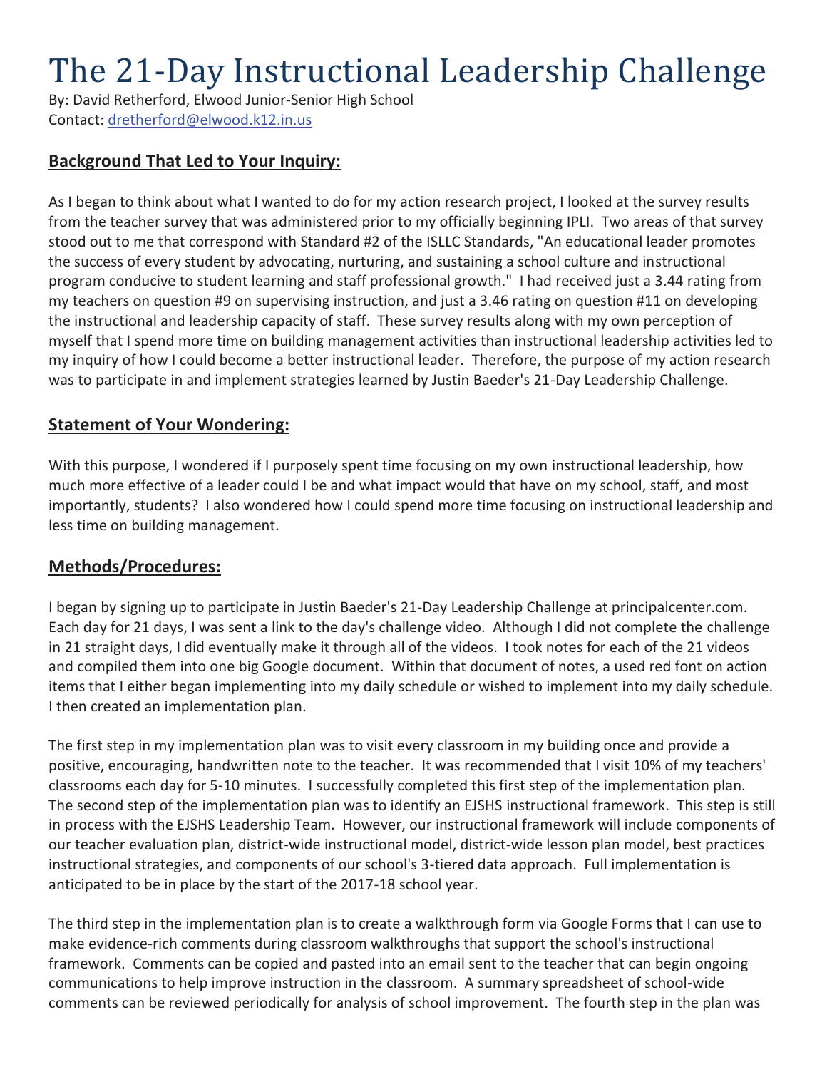# The 21-Day Instructional Leadership Challenge

By: David Retherford, Elwood Junior-Senior High School
Contact: dretherford@elwood.k12.in.us

## Background That Led to Your Inquiry:

As I began to think about what I wanted to do for my action research project, I looked at the survey results from the teacher survey that was administered prior to my officially beginning IPLI. Two areas of that survey stood out to me that correspond with Standard #2 of the ISLLC Standards, "An educational leader promotes the success of every student by advocating, nurturing, and sustaining a school culture and instructional program conducive to student learning and staff professional growth." I had received just a 3.44 rating from my teachers on question #9 on supervising instruction, and just a 3.46 rating on question #11 on developing the instructional and leadership capacity of staff. These survey results along with my own perception of myself that I spend more time on building management activities than instructional leadership activities led to my inquiry of how I could become a better instructional leader. Therefore, the purpose of my action research was to participate in and implement strategies learned by Justin Baeder's 21-Day Leadership Challenge.

## Statement of Your Wondering:

With this purpose, I wondered if I purposely spent time focusing on my own instructional leadership, how much more effective of a leader could I be and what impact would that have on my school, staff, and most importantly, students? I also wondered how I could spend more time focusing on instructional leadership and less time on building management.

## Methods/Procedures:

I began by signing up to participate in Justin Baeder's 21-Day Leadership Challenge at principalcenter.com. Each day for 21 days, I was sent a link to the day's challenge video. Although I did not complete the challenge in 21 straight days, I did eventually make it through all of the videos. I took notes for each of the 21 videos and compiled them into one big Google document. Within that document of notes, a used red font on action items that I either began implementing into my daily schedule or wished to implement into my daily schedule. I then created an implementation plan.

The first step in my implementation plan was to visit every classroom in my building once and provide a positive, encouraging, handwritten note to the teacher. It was recommended that I visit 10% of my teachers' classrooms each day for 5-10 minutes. I successfully completed this first step of the implementation plan. The second step of the implementation plan was to identify an EJSHS instructional framework. This step is still in process with the EJSHS Leadership Team. However, our instructional framework will include components of our teacher evaluation plan, district-wide instructional model, district-wide lesson plan model, best practices instructional strategies, and components of our school's 3-tiered data approach. Full implementation is anticipated to be in place by the start of the 2017-18 school year.

The third step in the implementation plan is to create a walkthrough form via Google Forms that I can use to make evidence-rich comments during classroom walkthroughs that support the school's instructional framework. Comments can be copied and pasted into an email sent to the teacher that can begin ongoing communications to help improve instruction in the classroom. A summary spreadsheet of school-wide comments can be reviewed periodically for analysis of school improvement. The fourth step in the plan was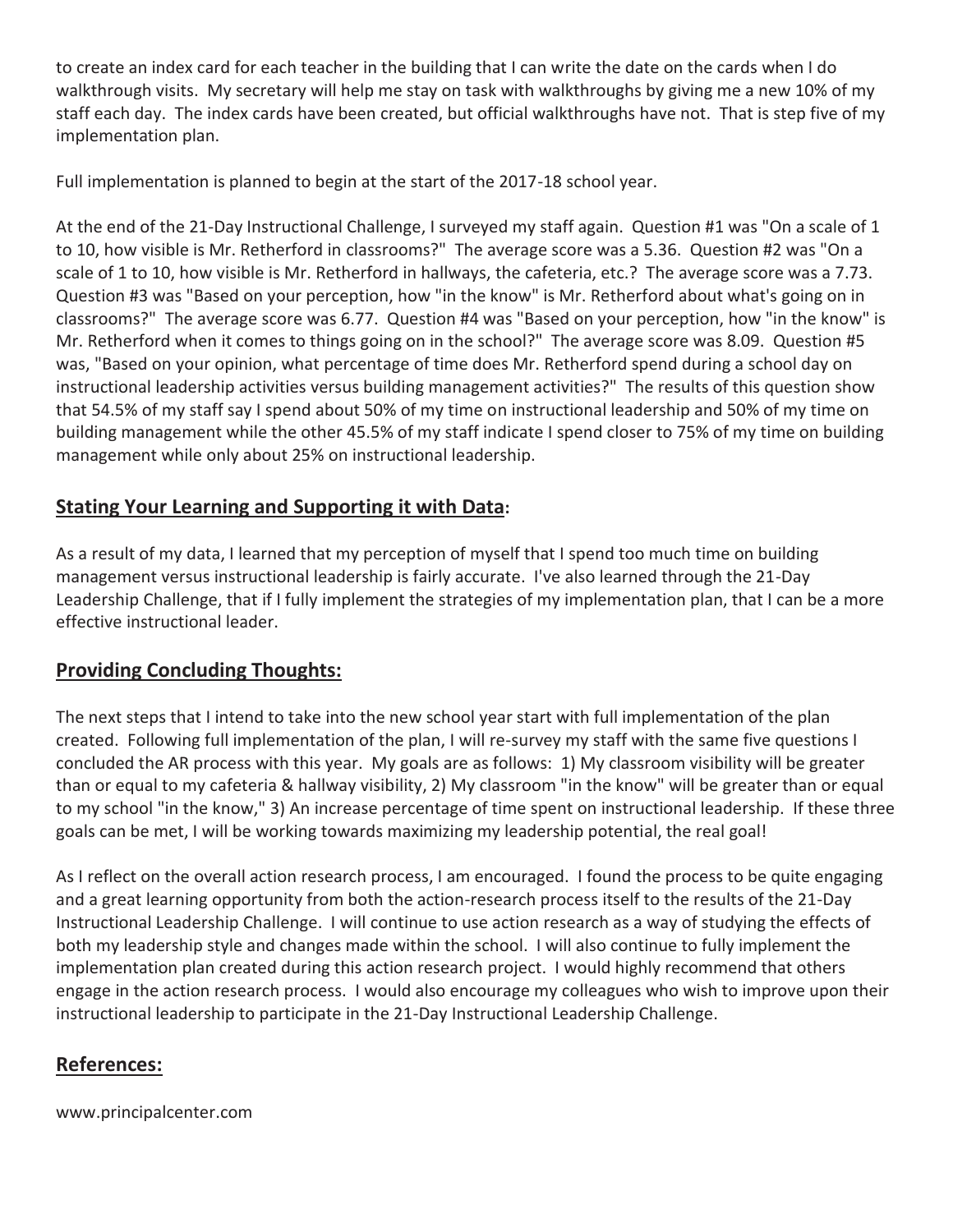to create an index card for each teacher in the building that I can write the date on the cards when I do walkthrough visits. My secretary will help me stay on task with walkthroughs by giving me a new 10% of my staff each day. The index cards have been created, but official walkthroughs have not. That is step five of my implementation plan.

Full implementation is planned to begin at the start of the 2017-18 school year.

At the end of the 21-Day Instructional Challenge, I surveyed my staff again. Question #1 was "On a scale of 1 to 10, how visible is Mr. Retherford in classrooms?" The average score was a 5.36. Question #2 was "On a scale of 1 to 10, how visible is Mr. Retherford in hallways, the cafeteria, etc.? The average score was a 7.73. Question #3 was "Based on your perception, how "in the know" is Mr. Retherford about what's going on in classrooms?" The average score was 6.77. Question #4 was "Based on your perception, how "in the know" is Mr. Retherford when it comes to things going on in the school?" The average score was 8.09. Question #5 was, "Based on your opinion, what percentage of time does Mr. Retherford spend during a school day on instructional leadership activities versus building management activities?" The results of this question show that 54.5% of my staff say I spend about 50% of my time on instructional leadership and 50% of my time on building management while the other 45.5% of my staff indicate I spend closer to 75% of my time on building management while only about 25% on instructional leadership.

## **Stating Your Learning and Supporting it with Data:**

As a result of my data, I learned that my perception of myself that I spend too much time on building management versus instructional leadership is fairly accurate. I've also learned through the 21-Day Leadership Challenge, that if I fully implement the strategies of my implementation plan, that I can be a more effective instructional leader.

## **Providing Concluding Thoughts:**

The next steps that I intend to take into the new school year start with full implementation of the plan created. Following full implementation of the plan, I will re-survey my staff with the same five questions I concluded the AR process with this year. My goals are as follows: 1) My classroom visibility will be greater than or equal to my cafeteria & hallway visibility, 2) My classroom "in the know" will be greater than or equal to my school "in the know," 3) An increase percentage of time spent on instructional leadership. If these three goals can be met, I will be working towards maximizing my leadership potential, the real goal!

As I reflect on the overall action research process, I am encouraged. I found the process to be quite engaging and a great learning opportunity from both the action-research process itself to the results of the 21-Day Instructional Leadership Challenge. I will continue to use action research as a way of studying the effects of both my leadership style and changes made within the school. I will also continue to fully implement the implementation plan created during this action research project. I would highly recommend that others engage in the action research process. I would also encourage my colleagues who wish to improve upon their instructional leadership to participate in the 21-Day Instructional Leadership Challenge.

## **References:**

www.principalcenter.com